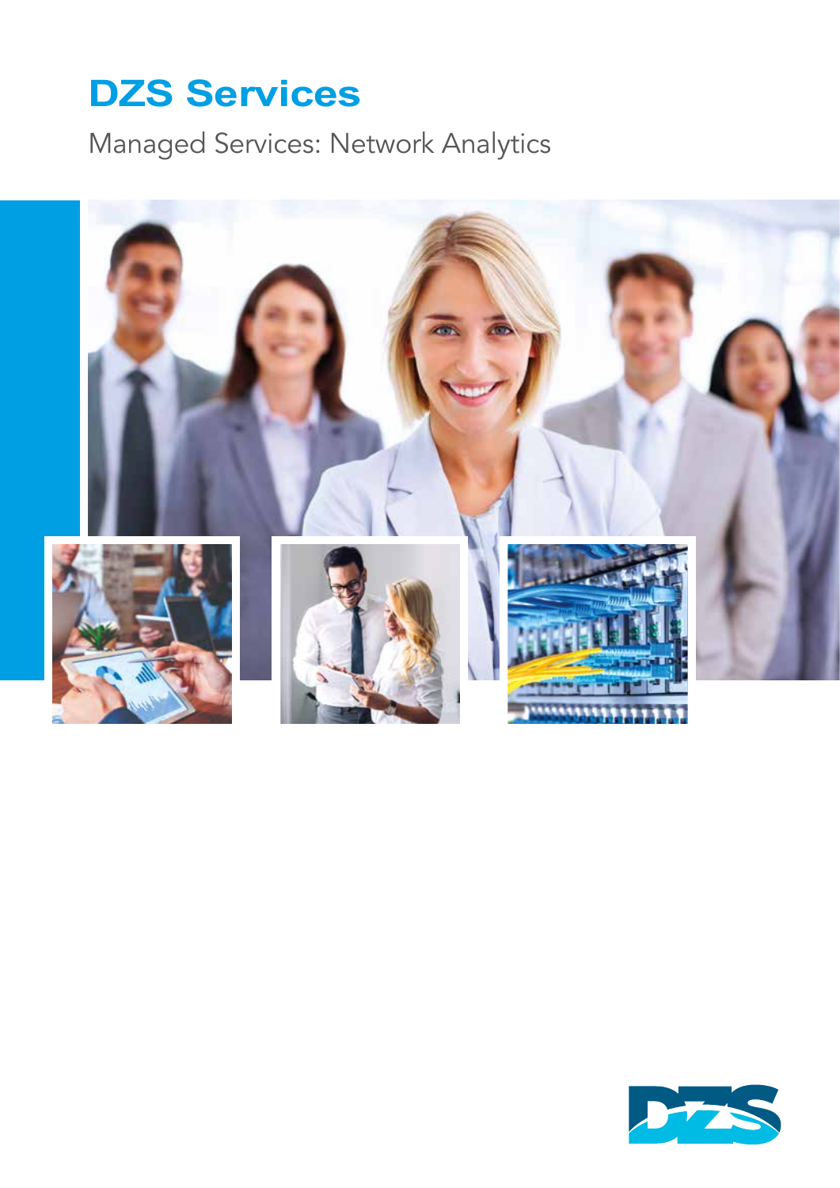# DZS Services

Managed Services: Network Analytics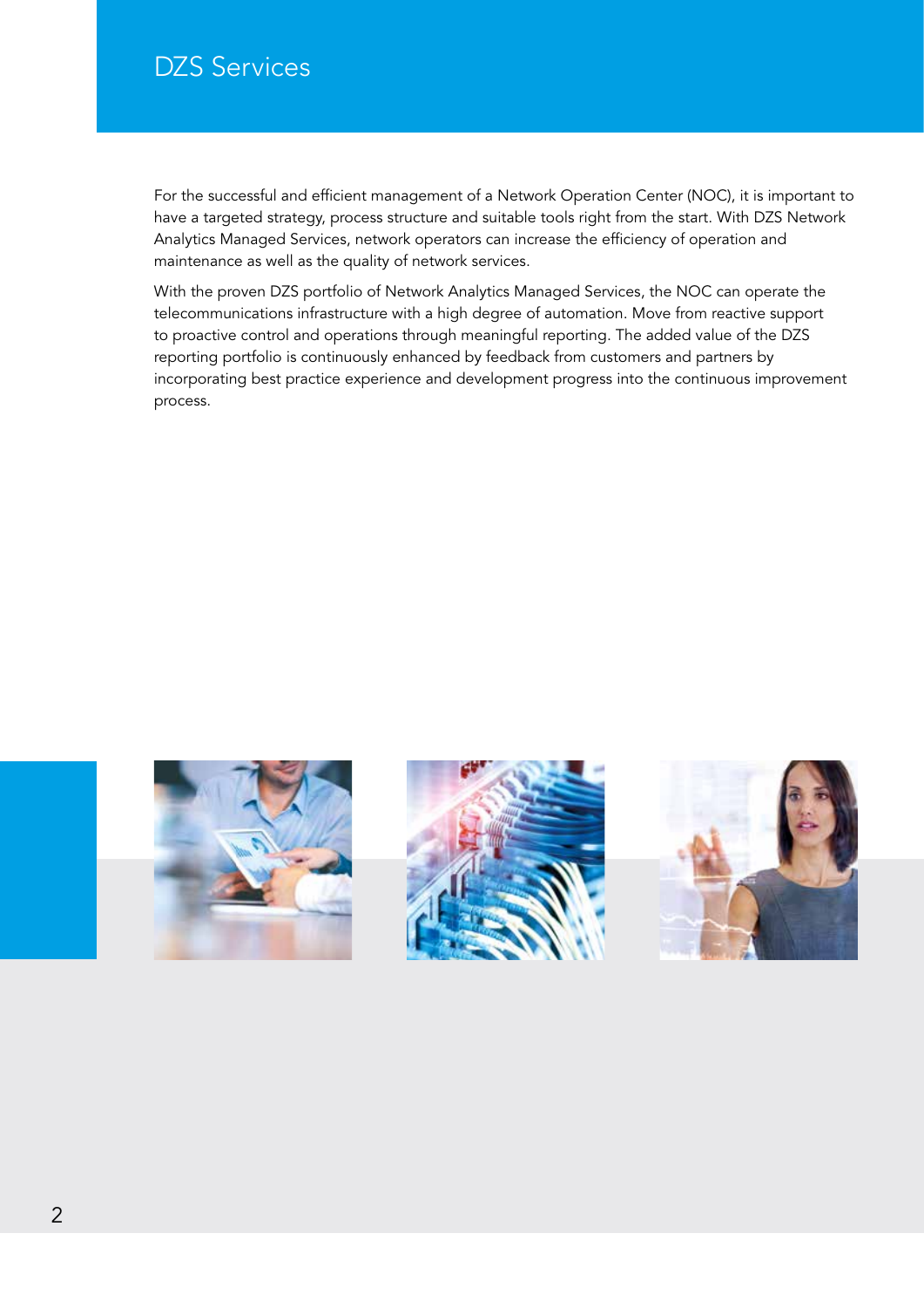# DZS Services

For the successful and efficient management of a Network Operation Center (NOC), it is important to have a targeted strategy, process structure and suitable tools right from the start. With DZS Network Analytics Managed Services, network operators can increase the efficiency of operation and maintenance as well as the quality of network services.

With the proven DZS portfolio of Network Analytics Managed Services, the NOC can operate the telecommunications infrastructure with a high degree of automation. Move from reactive support to proactive control and operations through meaningful reporting. The added value of the DZS reporting portfolio is continuously enhanced by feedback from customers and partners by incorporating best practice experience and development progress into the continuous improvement process.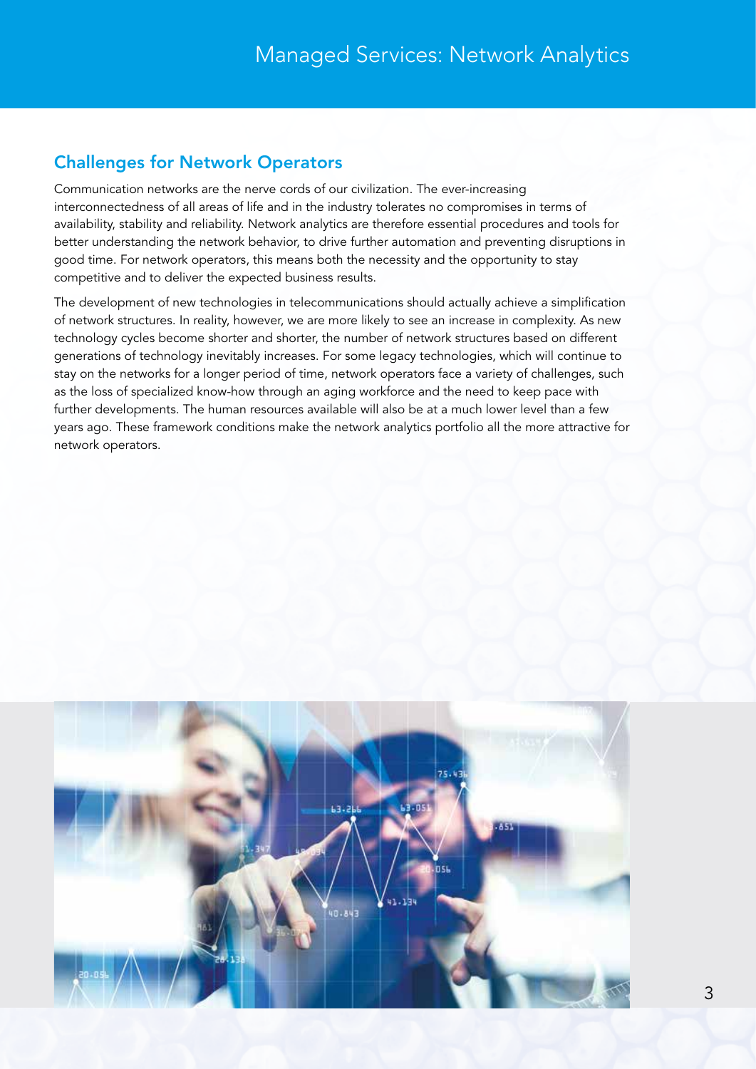## Challenges for Network Operators

Communication networks are the nerve cords of our civilization. The ever-increasing interconnectedness of all areas of life and in the industry tolerates no compromises in terms of availability, stability and reliability. Network analytics are therefore essential procedures and tools for better understanding the network behavior, to drive further automation and preventing disruptions in good time. For network operators, this means both the necessity and the opportunity to stay competitive and to deliver the expected business results.

The development of new technologies in telecommunications should actually achieve a simplification of network structures. In reality, however, we are more likely to see an increase in complexity. As new technology cycles become shorter and shorter, the number of network structures based on different generations of technology inevitably increases. For some legacy technologies, which will continue to stay on the networks for a longer period of time, network operators face a variety of challenges, such as the loss of specialized know-how through an aging workforce and the need to keep pace with further developments. The human resources available will also be at a much lower level than a few years ago. These framework conditions make the network analytics portfolio all the more attractive for network operators.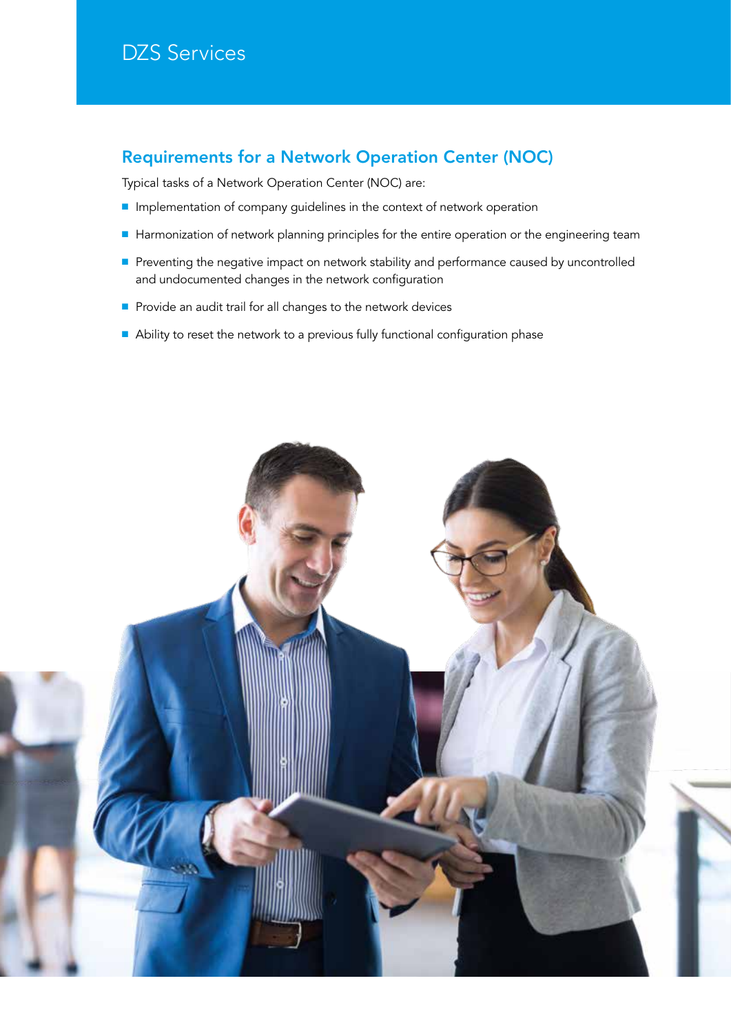## Requirements for a Network Operation Center (NOC)

Typical tasks of a Network Operation Center (NOC) are:

- Implementation of company guidelines in the context of network operation
- Harmonization of network planning principles for the entire operation or the engineering team
- Preventing the negative impact on network stability and performance caused by uncontrolled and undocumented changes in the network configuration
- Provide an audit trail for all changes to the network devices
- Ability to reset the network to a previous fully functional configuration phase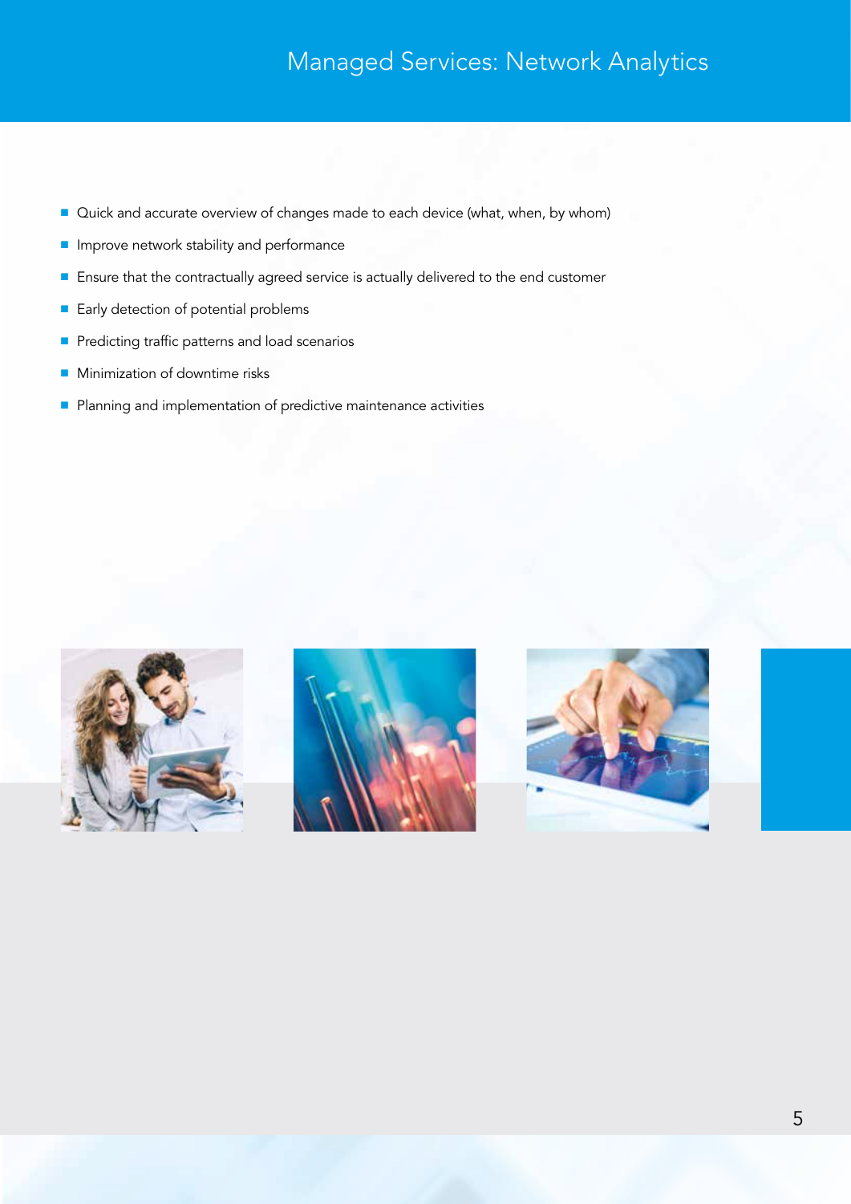# Managed Services: Network Analytics

- Quick and accurate overview of changes made to each device (what, when, by whom)
- Improve network stability and performance
- Ensure that the contractually agreed service is actually delivered to the end customer
- Early detection of potential problems
- Predicting traffic patterns and load scenarios
- Minimization of downtime risks
- Planning and implementation of predictive maintenance activities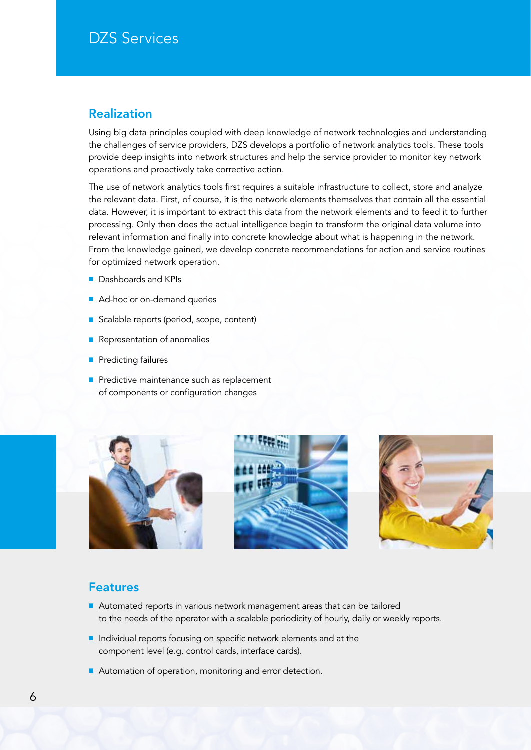## Realization

Using big data principles coupled with deep knowledge of network technologies and understanding the challenges of service providers, DZS develops a portfolio of network analytics tools. These tools provide deep insights into network structures and help the service provider to monitor key network operations and proactively take corrective action.

The use of network analytics tools first requires a suitable infrastructure to collect, store and analyze the relevant data. First, of course, it is the network elements themselves that contain all the essential data. However, it is important to extract this data from the network elements and to feed it to further processing. Only then does the actual intelligence begin to transform the original data volume into relevant information and finally into concrete knowledge about what is happening in the network. From the knowledge gained, we develop concrete recommendations for action and service routines for optimized network operation.

- Dashboards and KPIs
- Ad-hoc or on-demand queries
- Scalable reports (period, scope, content)
- Representation of anomalies
- Predicting failures
- Predictive maintenance such as replacement of components or configuration changes

## Features

- Automated reports in various network management areas that can be tailored to the needs of the operator with a scalable periodicity of hourly, daily or weekly reports.
- Individual reports focusing on specific network elements and at the component level (e.g. control cards, interface cards).
- Automation of operation, monitoring and error detection.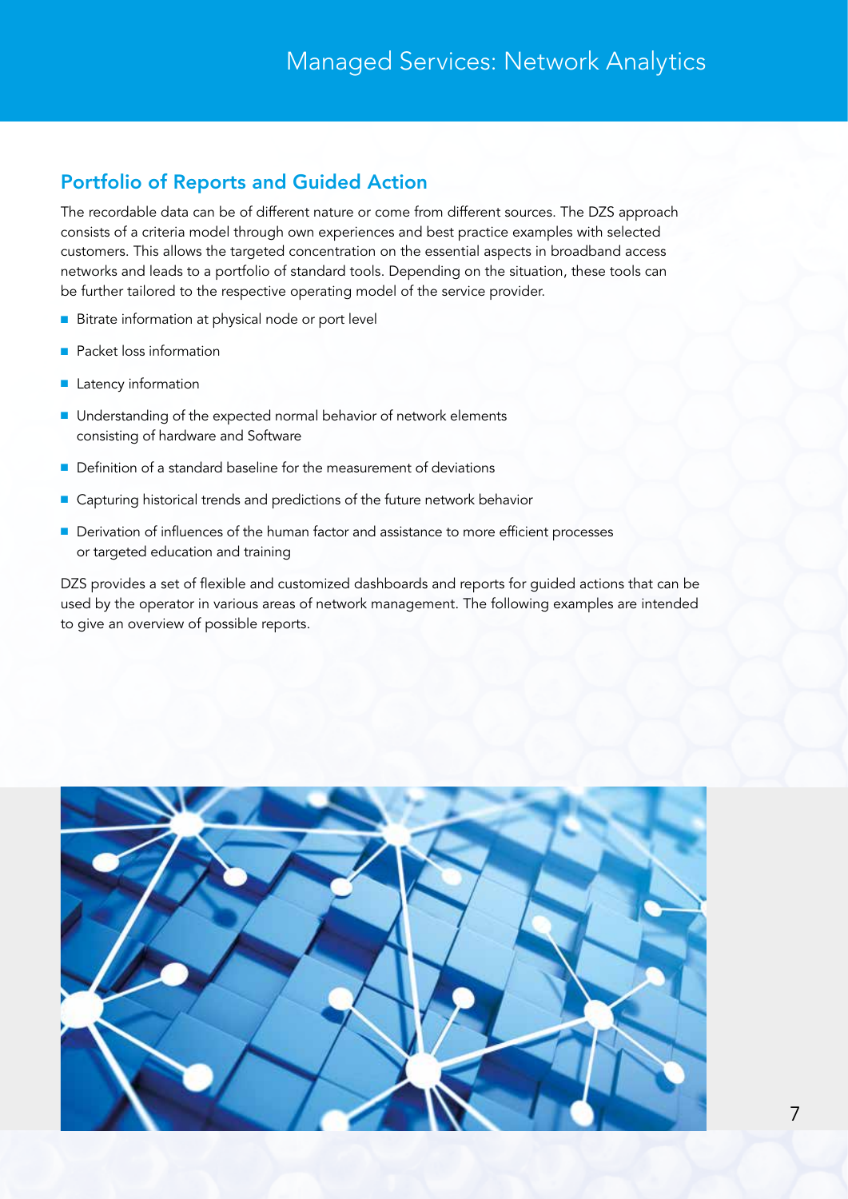## Portfolio of Reports and Guided Action

The recordable data can be of different nature or come from different sources. The DZS approach consists of a criteria model through own experiences and best practice examples with selected customers. This allows the targeted concentration on the essential aspects in broadband access networks and leads to a portfolio of standard tools. Depending on the situation, these tools can be further tailored to the respective operating model of the service provider.

- Bitrate information at physical node or port level
- Packet loss information
- Latency information
- Understanding of the expected normal behavior of network elements consisting of hardware and Software
- Definition of a standard baseline for the measurement of deviations
- Capturing historical trends and predictions of the future network behavior
- Derivation of influences of the human factor and assistance to more efficient processes or targeted education and training

DZS provides a set of flexible and customized dashboards and reports for guided actions that can be used by the operator in various areas of network management. The following examples are intended to give an overview of possible reports.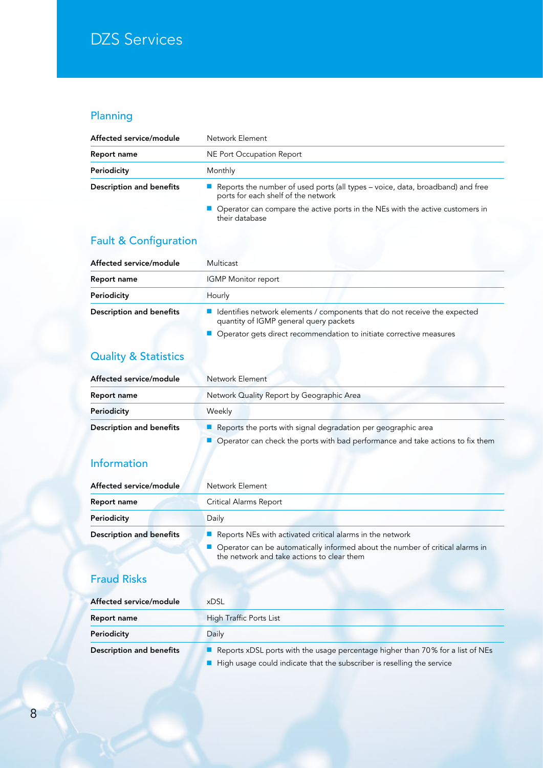# DZS Services

## Planning

| Affected service/module | Network Element |
|---|---|
| Report name | NE Port Occupation Report |
| Periodicity | Monthly |
| Description and benefits | ■ Reports the number of used ports (all types – voice, data, broadband) and free ports for each shelf of the network<br>■ Operator can compare the active ports in the NEs with the active customers in their database |

## Fault & Configuration

| Affected service/module | Multicast |
|---|---|
| Report name | IGMP Monitor report |
| Periodicity | Hourly |
| Description and benefits | ■ Identifies network elements / components that do not receive the expected quantity of IGMP general query packets<br>■ Operator gets direct recommendation to initiate corrective measures |

## Quality & Statistics

| Affected service/module | Network Element |
|---|---|
| Report name | Network Quality Report by Geographic Area |
| Periodicity | Weekly |
| Description and benefits | ■ Reports the ports with signal degradation per geographic area<br>■ Operator can check the ports with bad performance and take actions to fix them |

## Information

| Affected service/module | Network Element |
|---|---|
| Report name | Critical Alarms Report |
| Periodicity | Daily |
| Description and benefits | ■ Reports NEs with activated critical alarms in the network<br>■ Operator can be automatically informed about the number of critical alarms in the network and take actions to clear them |

## Fraud Risks

| Affected service/module | xDSL |
|---|---|
| Report name | High Traffic Ports List |
| Periodicity | Daily |
| Description and benefits | ■ Reports xDSL ports with the usage percentage higher than 70% for a list of NEs<br>■ High usage could indicate that the subscriber is reselling the service |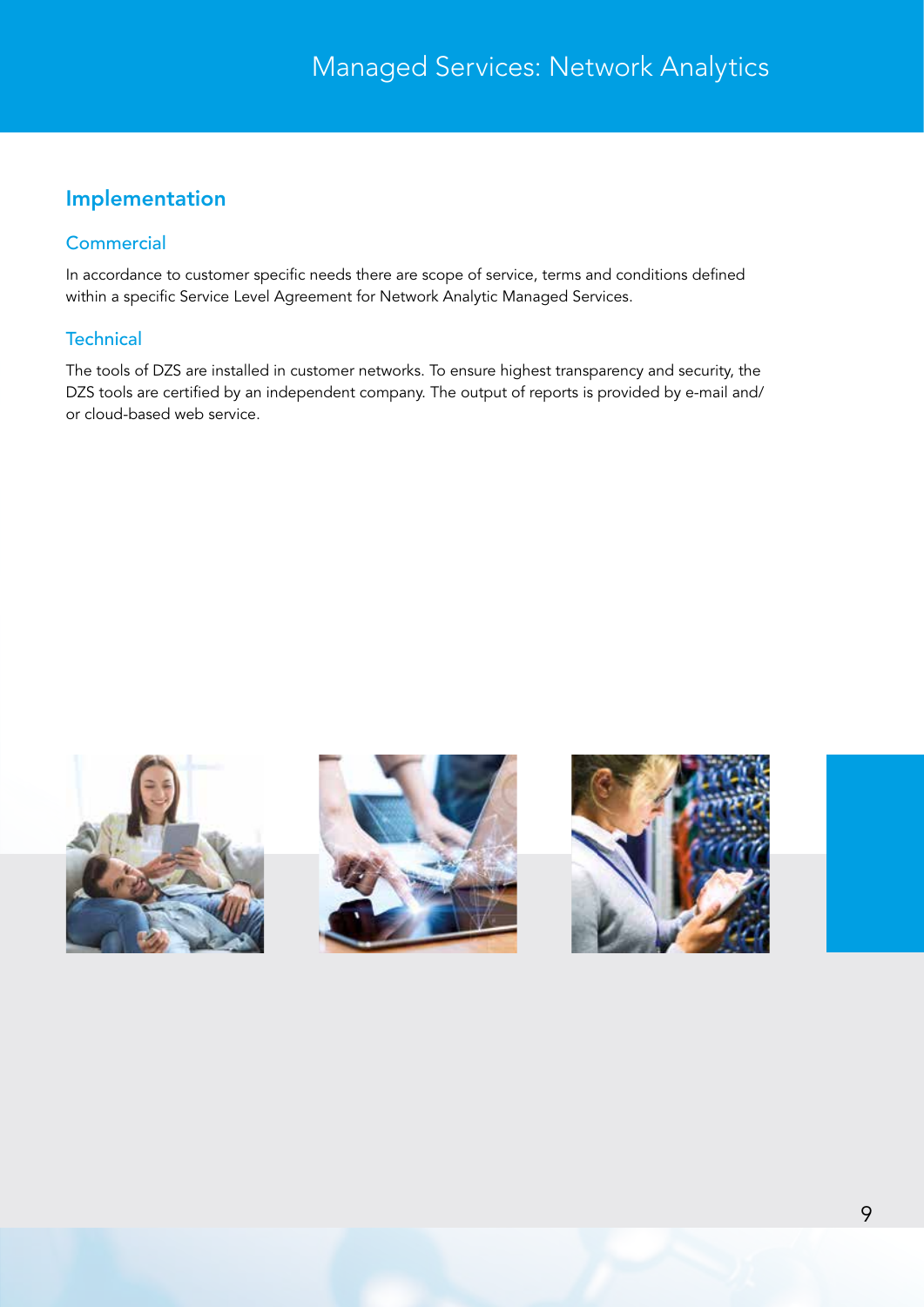## Implementation

### Commercial

In accordance to customer specific needs there are scope of service, terms and conditions defined within a specific Service Level Agreement for Network Analytic Managed Services.

### Technical

The tools of DZS are installed in customer networks. To ensure highest transparency and security, the DZS tools are certified by an independent company. The output of reports is provided by e-mail and/ or cloud-based web service.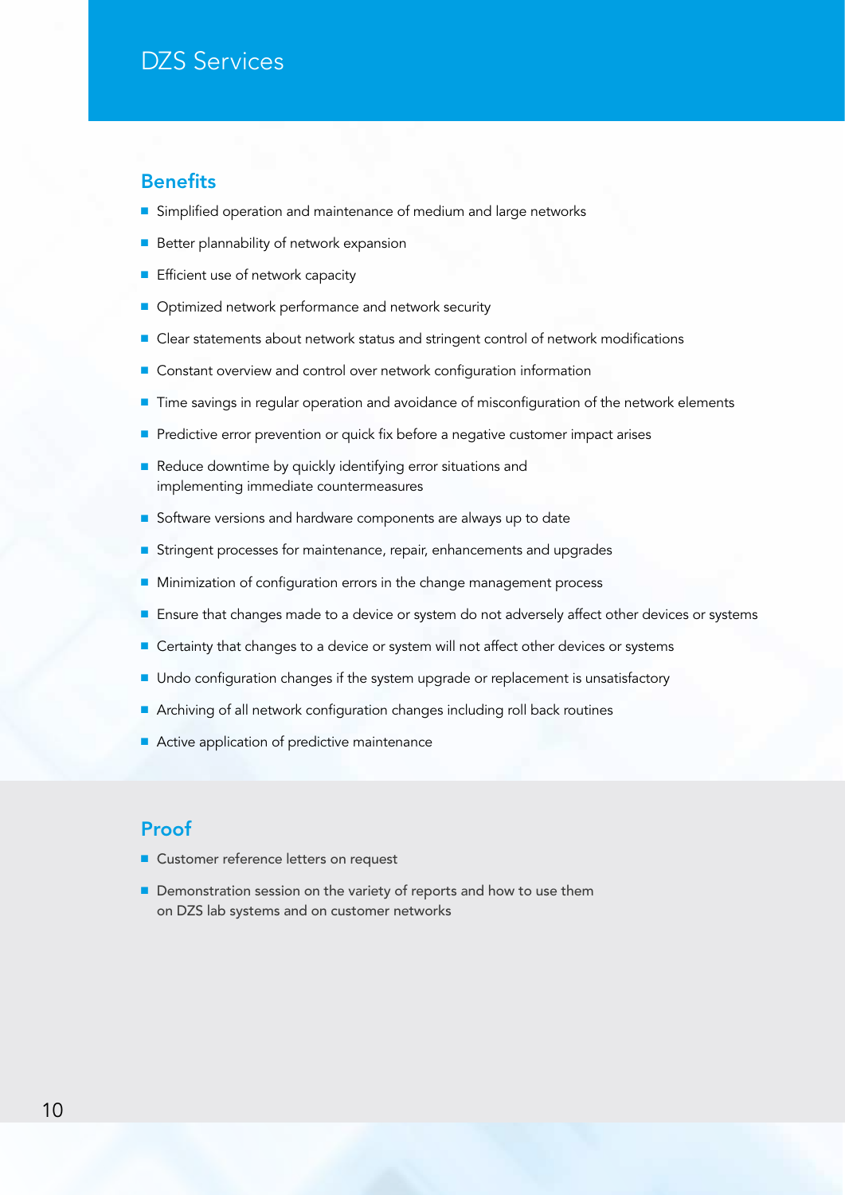# DZS Services

## Benefits

- Simplified operation and maintenance of medium and large networks
- Better plannability of network expansion
- Efficient use of network capacity
- Optimized network performance and network security
- Clear statements about network status and stringent control of network modifications
- Constant overview and control over network configuration information
- Time savings in regular operation and avoidance of misconfiguration of the network elements
- Predictive error prevention or quick fix before a negative customer impact arises
- Reduce downtime by quickly identifying error situations and implementing immediate countermeasures
- Software versions and hardware components are always up to date
- Stringent processes for maintenance, repair, enhancements and upgrades
- Minimization of configuration errors in the change management process
- Ensure that changes made to a device or system do not adversely affect other devices or systems
- Certainty that changes to a device or system will not affect other devices or systems
- Undo configuration changes if the system upgrade or replacement is unsatisfactory
- Archiving of all network configuration changes including roll back routines
- Active application of predictive maintenance

## Proof

- Customer reference letters on request
- Demonstration session on the variety of reports and how to use them on DZS lab systems and on customer networks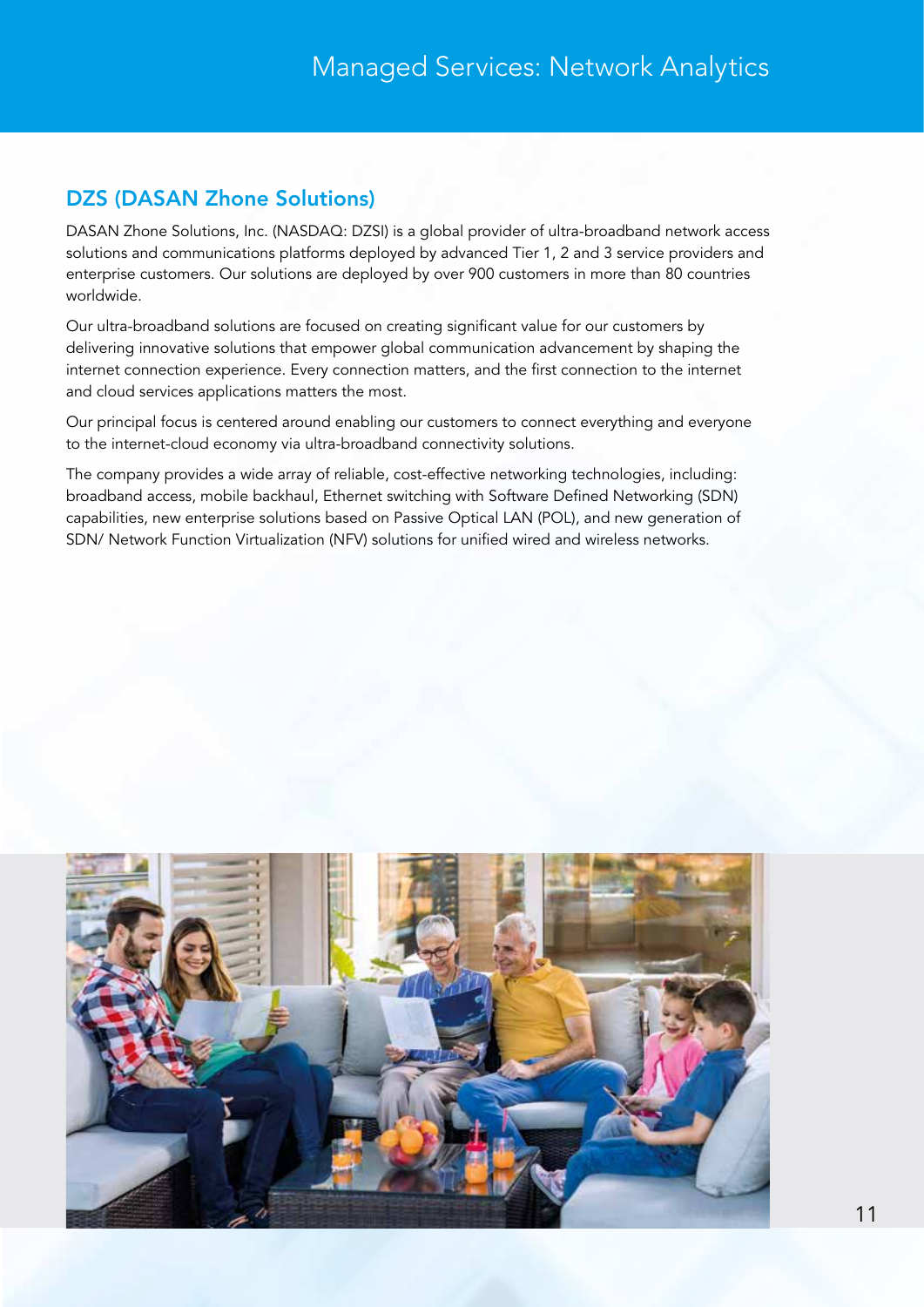# Managed Services: Network Analytics

## DZS (DASAN Zhone Solutions)

DASAN Zhone Solutions, Inc. (NASDAQ: DZSI) is a global provider of ultra-broadband network access solutions and communications platforms deployed by advanced Tier 1, 2 and 3 service providers and enterprise customers. Our solutions are deployed by over 900 customers in more than 80 countries worldwide.

Our ultra-broadband solutions are focused on creating significant value for our customers by delivering innovative solutions that empower global communication advancement by shaping the internet connection experience. Every connection matters, and the first connection to the internet and cloud services applications matters the most.

Our principal focus is centered around enabling our customers to connect everything and everyone to the internet-cloud economy via ultra-broadband connectivity solutions.

The company provides a wide array of reliable, cost-effective networking technologies, including: broadband access, mobile backhaul, Ethernet switching with Software Defined Networking (SDN) capabilities, new enterprise solutions based on Passive Optical LAN (POL), and new generation of SDN/ Network Function Virtualization (NFV) solutions for unified wired and wireless networks.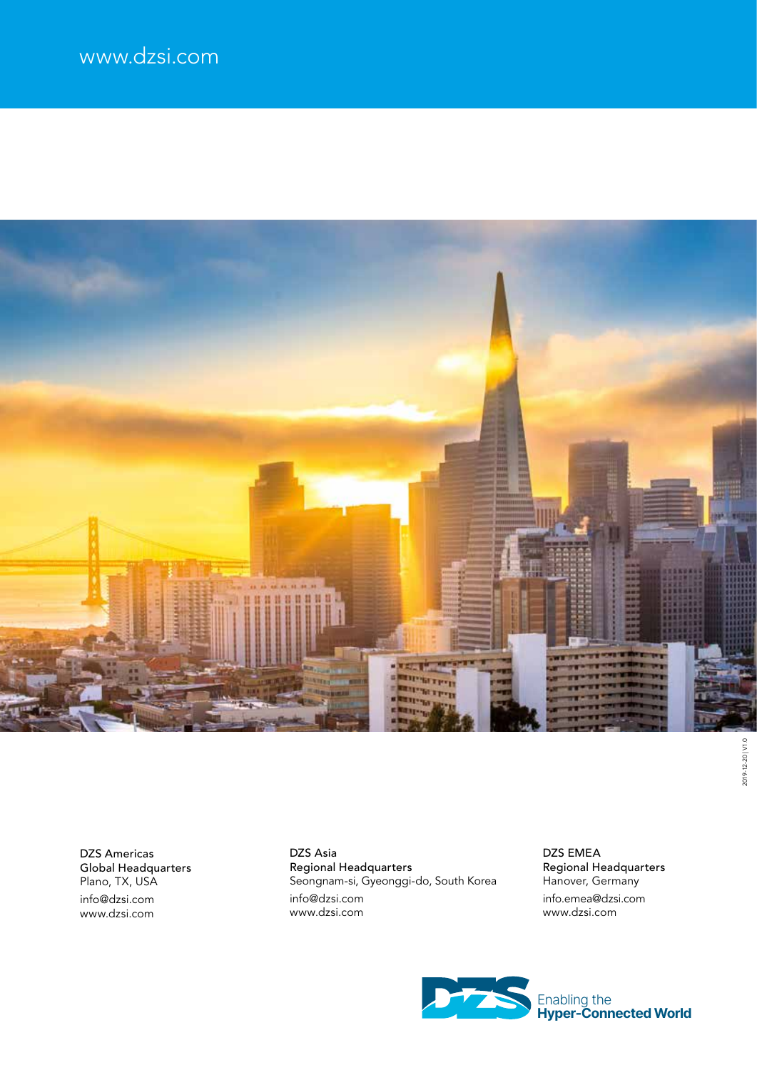www.dzsi.com

2019-12-20 | V1.0

DZS Americas
Global Headquarters
Plano, TX, USA
info@dzsi.com
www.dzsi.com

DZS Asia
Regional Headquarters
Seongnam-si, Gyeonggi-do, South Korea
info@dzsi.com
www.dzsi.com

DZS EMEA
Regional Headquarters
Hanover, Germany
info.emea@dzsi.com
www.dzsi.com

DZS Enabling the **Hyper-Connected World**